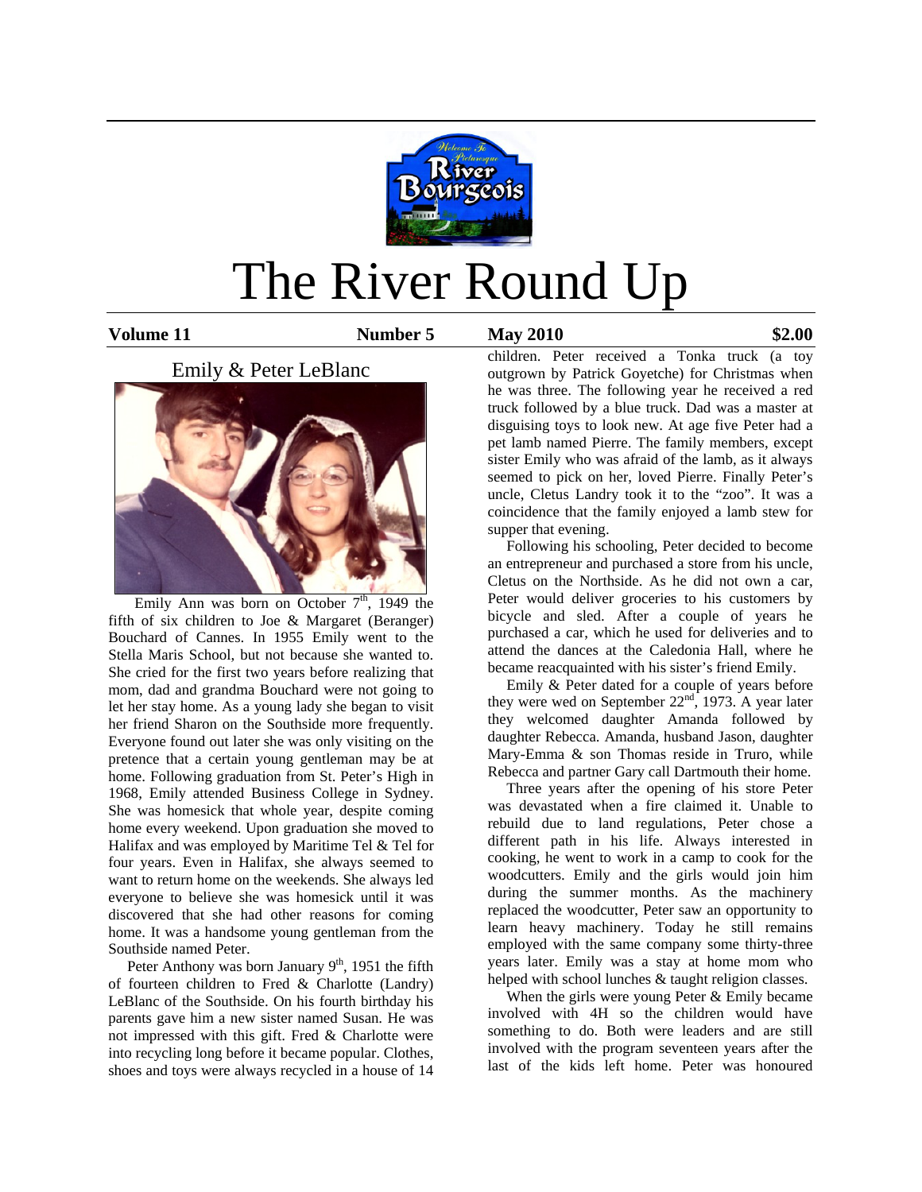# The River Round Up

**Volume 11** **Number 5** **May 2010** **$2.00**

## Emily & Peter LeBlanc

Emily Ann was born on October 7th, 1949 the fifth of six children to Joe & Margaret (Beranger) Bouchard of Cannes. In 1955 Emily went to the Stella Maris School, but not because she wanted to. She cried for the first two years before realizing that mom, dad and grandma Bouchard were not going to let her stay home. As a young lady she began to visit her friend Sharon on the Southside more frequently. Everyone found out later she was only visiting on the pretence that a certain young gentleman may be at home. Following graduation from St. Peter's High in 1968, Emily attended Business College in Sydney. She was homesick that whole year, despite coming home every weekend. Upon graduation she moved to Halifax and was employed by Maritime Tel & Tel for four years. Even in Halifax, she always seemed to want to return home on the weekends. She always led everyone to believe she was homesick until it was discovered that she had other reasons for coming home. It was a handsome young gentleman from the Southside named Peter.

Peter Anthony was born January 9th, 1951 the fifth of fourteen children to Fred & Charlotte (Landry) LeBlanc of the Southside. On his fourth birthday his parents gave him a new sister named Susan. He was not impressed with this gift. Fred & Charlotte were into recycling long before it became popular. Clothes, shoes and toys were always recycled in a house of 14 children. Peter received a Tonka truck (a toy outgrown by Patrick Goyetche) for Christmas when he was three. The following year he received a red truck followed by a blue truck. Dad was a master at disguising toys to look new. At age five Peter had a pet lamb named Pierre. The family members, except sister Emily who was afraid of the lamb, as it always seemed to pick on her, loved Pierre. Finally Peter's uncle, Cletus Landry took it to the "zoo". It was a coincidence that the family enjoyed a lamb stew for supper that evening.

Following his schooling, Peter decided to become an entrepreneur and purchased a store from his uncle, Cletus on the Northside. As he did not own a car, Peter would deliver groceries to his customers by bicycle and sled. After a couple of years he purchased a car, which he used for deliveries and to attend the dances at the Caledonia Hall, where he became reacquainted with his sister's friend Emily.

Emily & Peter dated for a couple of years before they were wed on September 22nd, 1973. A year later they welcomed daughter Amanda followed by daughter Rebecca. Amanda, husband Jason, daughter Mary-Emma & son Thomas reside in Truro, while Rebecca and partner Gary call Dartmouth their home.

Three years after the opening of his store Peter was devastated when a fire claimed it. Unable to rebuild due to land regulations, Peter chose a different path in his life. Always interested in cooking, he went to work in a camp to cook for the woodcutters. Emily and the girls would join him during the summer months. As the machinery replaced the woodcutter, Peter saw an opportunity to learn heavy machinery. Today he still remains employed with the same company some thirty-three years later. Emily was a stay at home mom who helped with school lunches & taught religion classes.

When the girls were young Peter & Emily became involved with 4H so the children would have something to do. Both were leaders and are still involved with the program seventeen years after the last of the kids left home. Peter was honoured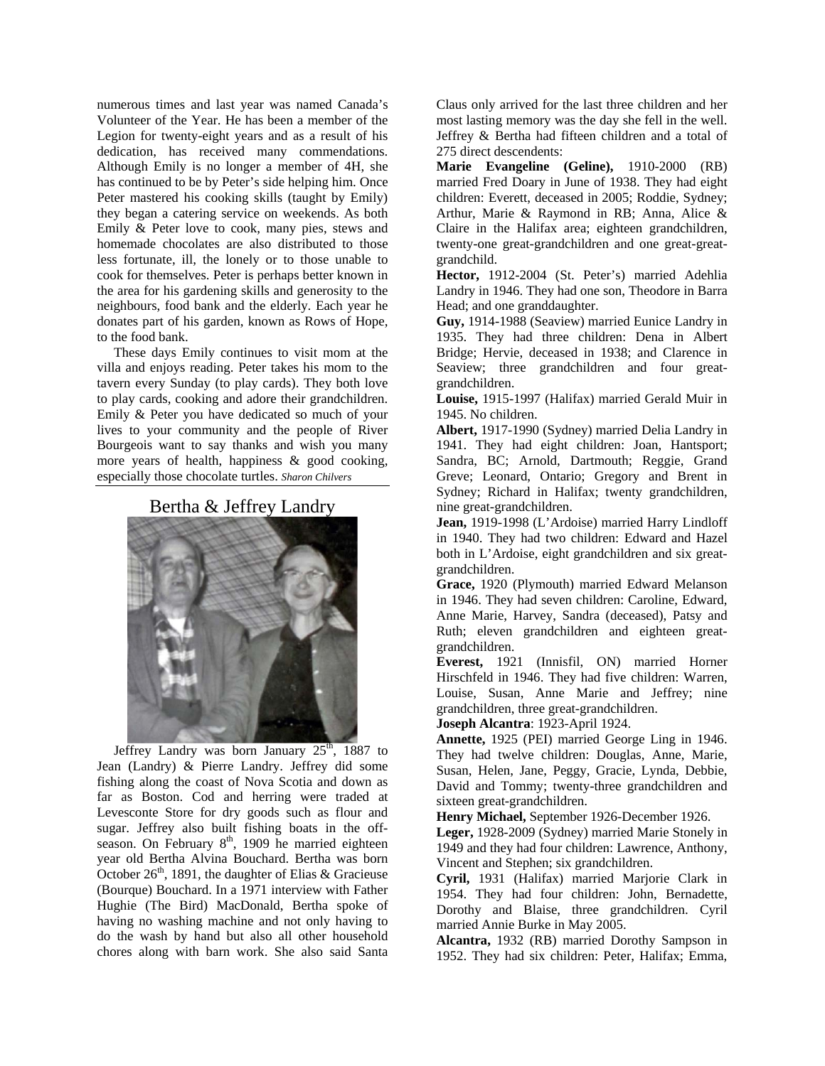numerous times and last year was named Canada's Volunteer of the Year. He has been a member of the Legion for twenty-eight years and as a result of his dedication, has received many commendations. Although Emily is no longer a member of 4H, she has continued to be by Peter's side helping him. Once Peter mastered his cooking skills (taught by Emily) they began a catering service on weekends. As both Emily & Peter love to cook, many pies, stews and homemade chocolates are also distributed to those less fortunate, ill, the lonely or to those unable to cook for themselves. Peter is perhaps better known in the area for his gardening skills and generosity to the neighbours, food bank and the elderly. Each year he donates part of his garden, known as Rows of Hope, to the food bank.

These days Emily continues to visit mom at the villa and enjoys reading. Peter takes his mom to the tavern every Sunday (to play cards). They both love to play cards, cooking and adore their grandchildren. Emily & Peter you have dedicated so much of your lives to your community and the people of River Bourgeois want to say thanks and wish you many more years of health, happiness & good cooking, especially those chocolate turtles. *Sharon Chilvers*

## Bertha & Jeffrey Landry

Jeffrey Landry was born January 25th, 1887 to Jean (Landry) & Pierre Landry. Jeffrey did some fishing along the coast of Nova Scotia and down as far as Boston. Cod and herring were traded at Levesconte Store for dry goods such as flour and sugar. Jeffrey also built fishing boats in the off-season. On February 8th, 1909 he married eighteen year old Bertha Alvina Bouchard. Bertha was born October 26th, 1891, the daughter of Elias & Gracieuse (Bourque) Bouchard. In a 1971 interview with Father Hughie (The Bird) MacDonald, Bertha spoke of having no washing machine and not only having to do the wash by hand but also all other household chores along with barn work. She also said Santa Claus only arrived for the last three children and her most lasting memory was the day she fell in the well. Jeffrey & Bertha had fifteen children and a total of 275 direct descendents:

**Marie Evangeline (Geline),** 1910-2000 (RB) married Fred Doary in June of 1938. They had eight children: Everett, deceased in 2005; Roddie, Sydney; Arthur, Marie & Raymond in RB; Anna, Alice & Claire in the Halifax area; eighteen grandchildren, twenty-one great-grandchildren and one great-great-grandchild.

**Hector,** 1912-2004 (St. Peter's) married Adehlia Landry in 1946. They had one son, Theodore in Barra Head; and one granddaughter.

**Guy,** 1914-1988 (Seaview) married Eunice Landry in 1935. They had three children: Dena in Albert Bridge; Hervie, deceased in 1938; and Clarence in Seaview; three grandchildren and four great-grandchildren.

**Louise,** 1915-1997 (Halifax) married Gerald Muir in 1945. No children.

**Albert,** 1917-1990 (Sydney) married Delia Landry in 1941. They had eight children: Joan, Hantsport; Sandra, BC; Arnold, Dartmouth; Reggie, Grand Greve; Leonard, Ontario; Gregory and Brent in Sydney; Richard in Halifax; twenty grandchildren, nine great-grandchildren.

**Jean,** 1919-1998 (L'Ardoise) married Harry Lindloff in 1940. They had two children: Edward and Hazel both in L'Ardoise, eight grandchildren and six great-grandchildren.

**Grace,** 1920 (Plymouth) married Edward Melanson in 1946. They had seven children: Caroline, Edward, Anne Marie, Harvey, Sandra (deceased), Patsy and Ruth; eleven grandchildren and eighteen great-grandchildren.

**Everest,** 1921 (Innisfil, ON) married Horner Hirschfeld in 1946. They had five children: Warren, Louise, Susan, Anne Marie and Jeffrey; nine grandchildren, three great-grandchildren.

**Joseph Alcantra**: 1923-April 1924.

**Annette,** 1925 (PEI) married George Ling in 1946. They had twelve children: Douglas, Anne, Marie, Susan, Helen, Jane, Peggy, Gracie, Lynda, Debbie, David and Tommy; twenty-three grandchildren and sixteen great-grandchildren.

**Henry Michael,** September 1926-December 1926.

**Leger,** 1928-2009 (Sydney) married Marie Stonely in 1949 and they had four children: Lawrence, Anthony, Vincent and Stephen; six grandchildren.

**Cyril,** 1931 (Halifax) married Marjorie Clark in 1954. They had four children: John, Bernadette, Dorothy and Blaise, three grandchildren. Cyril married Annie Burke in May 2005.

**Alcantra,** 1932 (RB) married Dorothy Sampson in 1952. They had six children: Peter, Halifax; Emma,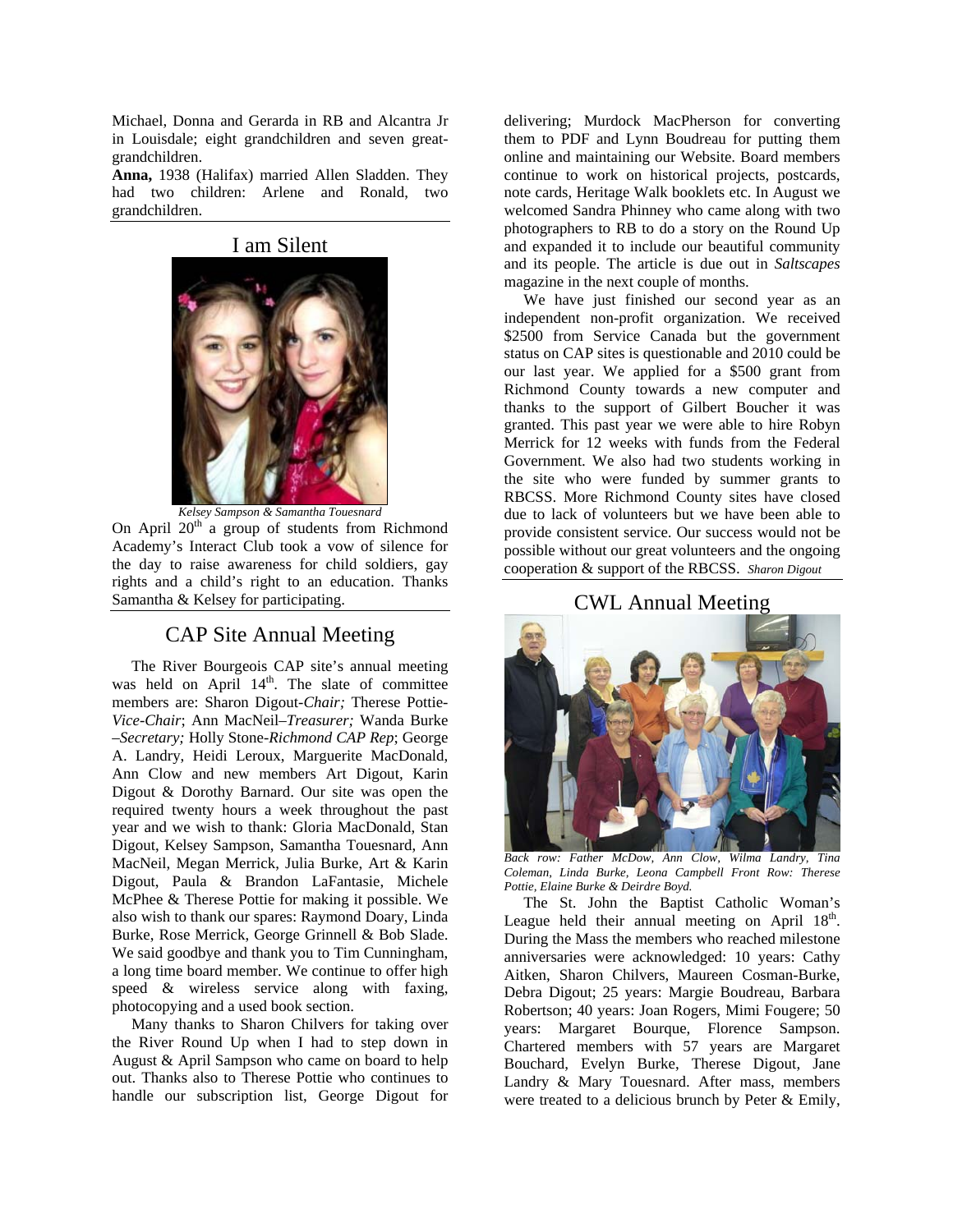Michael, Donna and Gerarda in RB and Alcantra Jr in Louisdale; eight grandchildren and seven great-grandchildren.

**Anna,** 1938 (Halifax) married Allen Sladden. They had two children: Arlene and Ronald, two grandchildren.

## I am Silent

*Kelsey Sampson & Samantha Touesnard*

On April 20th a group of students from Richmond Academy's Interact Club took a vow of silence for the day to raise awareness for child soldiers, gay rights and a child's right to an education. Thanks Samantha & Kelsey for participating.

## CAP Site Annual Meeting

The River Bourgeois CAP site's annual meeting was held on April 14th. The slate of committee members are: Sharon Digout-*Chair;* Therese Pottie-*Vice-Chair*; Ann MacNeil–*Treasurer;* Wanda Burke –*Secretary;* Holly Stone-*Richmond CAP Rep*; George A. Landry, Heidi Leroux, Marguerite MacDonald, Ann Clow and new members Art Digout, Karin Digout & Dorothy Barnard. Our site was open the required twenty hours a week throughout the past year and we wish to thank: Gloria MacDonald, Stan Digout, Kelsey Sampson, Samantha Touesnard, Ann MacNeil, Megan Merrick, Julia Burke, Art & Karin Digout, Paula & Brandon LaFantasie, Michele McPhee & Therese Pottie for making it possible. We also wish to thank our spares: Raymond Doary, Linda Burke, Rose Merrick, George Grinnell & Bob Slade. We said goodbye and thank you to Tim Cunningham, a long time board member. We continue to offer high speed & wireless service along with faxing, photocopying and a used book section.

Many thanks to Sharon Chilvers for taking over the River Round Up when I had to step down in August & April Sampson who came on board to help out. Thanks also to Therese Pottie who continues to handle our subscription list, George Digout for delivering; Murdock MacPherson for converting them to PDF and Lynn Boudreau for putting them online and maintaining our Website. Board members continue to work on historical projects, postcards, note cards, Heritage Walk booklets etc. In August we welcomed Sandra Phinney who came along with two photographers to RB to do a story on the Round Up and expanded it to include our beautiful community and its people. The article is due out in *Saltscapes* magazine in the next couple of months.

We have just finished our second year as an independent non-profit organization. We received $2500 from Service Canada but the government status on CAP sites is questionable and 2010 could be our last year. We applied for a $500 grant from Richmond County towards a new computer and thanks to the support of Gilbert Boucher it was granted. This past year we were able to hire Robyn Merrick for 12 weeks with funds from the Federal Government. We also had two students working in the site who were funded by summer grants to RBCSS. More Richmond County sites have closed due to lack of volunteers but we have been able to provide consistent service. Our success would not be possible without our great volunteers and the ongoing cooperation & support of the RBCSS. *Sharon Digout*

## CWL Annual Meeting

*Back row: Father McDow, Ann Clow, Wilma Landry, Tina Coleman, Linda Burke, Leona Campbell Front Row: Therese Pottie, Elaine Burke & Deirdre Boyd.*

The St. John the Baptist Catholic Woman's League held their annual meeting on April 18th. During the Mass the members who reached milestone anniversaries were acknowledged: 10 years: Cathy Aitken, Sharon Chilvers, Maureen Cosman-Burke, Debra Digout; 25 years: Margie Boudreau, Barbara Robertson; 40 years: Joan Rogers, Mimi Fougere; 50 years: Margaret Bourque, Florence Sampson. Chartered members with 57 years are Margaret Bouchard, Evelyn Burke, Therese Digout, Jane Landry & Mary Touesnard. After mass, members were treated to a delicious brunch by Peter & Emily,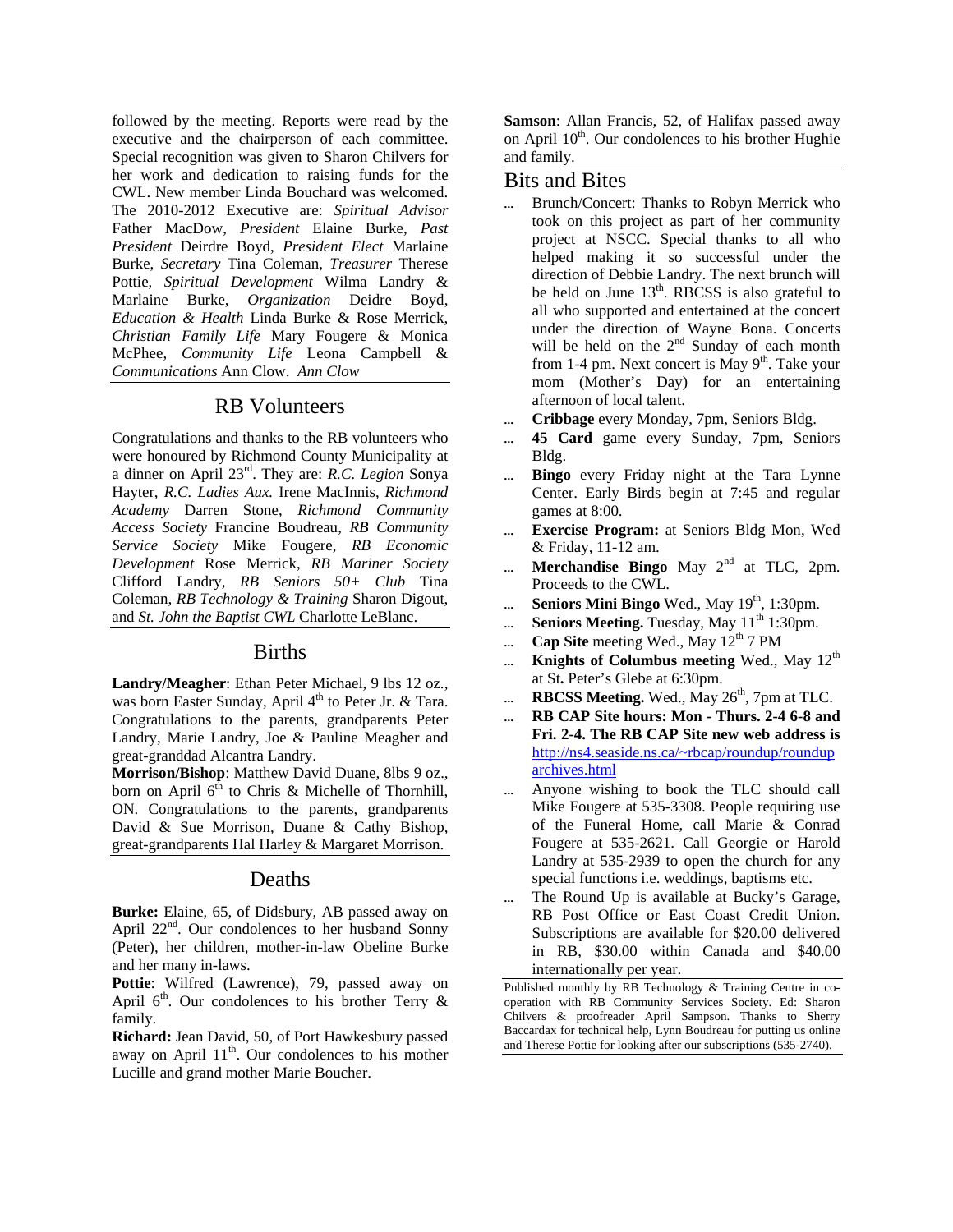followed by the meeting. Reports were read by the executive and the chairperson of each committee. Special recognition was given to Sharon Chilvers for her work and dedication to raising funds for the CWL. New member Linda Bouchard was welcomed. The 2010-2012 Executive are: *Spiritual Advisor* Father MacDow, *President* Elaine Burke, *Past President* Deirdre Boyd, *President Elect* Marlaine Burke, *Secretary* Tina Coleman, *Treasurer* Therese Pottie, *Spiritual Development* Wilma Landry & Marlaine Burke, *Organization* Deidre Boyd, *Education & Health* Linda Burke & Rose Merrick, *Christian Family Life* Mary Fougere & Monica McPhee, *Community Life* Leona Campbell & *Communications* Ann Clow. *Ann Clow*

## RB Volunteers

Congratulations and thanks to the RB volunteers who were honoured by Richmond County Municipality at a dinner on April 23rd. They are: *R.C. Legion* Sonya Hayter, *R.C. Ladies Aux.* Irene MacInnis, *Richmond Academy* Darren Stone, *Richmond Community Access Society* Francine Boudreau, *RB Community Service Society* Mike Fougere, *RB Economic Development* Rose Merrick, *RB Mariner Society* Clifford Landry, *RB Seniors 50+ Club* Tina Coleman, *RB Technology & Training* Sharon Digout, and *St. John the Baptist CWL* Charlotte LeBlanc.

## Births

**Landry/Meagher**: Ethan Peter Michael, 9 lbs 12 oz., was born Easter Sunday, April 4th to Peter Jr. & Tara. Congratulations to the parents, grandparents Peter Landry, Marie Landry, Joe & Pauline Meagher and great-granddad Alcantra Landry.

**Morrison/Bishop**: Matthew David Duane, 8lbs 9 oz., born on April 6th to Chris & Michelle of Thornhill, ON. Congratulations to the parents, grandparents David & Sue Morrison, Duane & Cathy Bishop, great-grandparents Hal Harley & Margaret Morrison.

## Deaths

**Burke:** Elaine, 65, of Didsbury, AB passed away on April 22nd. Our condolences to her husband Sonny (Peter), her children, mother-in-law Obeline Burke and her many in-laws.

**Pottie**: Wilfred (Lawrence), 79, passed away on April 6th. Our condolences to his brother Terry & family.

**Richard:** Jean David, 50, of Port Hawkesbury passed away on April 11th. Our condolences to his mother Lucille and grand mother Marie Boucher.

**Samson**: Allan Francis, 52, of Halifax passed away on April 10th. Our condolences to his brother Hughie and family.

## Bits and Bites

- Brunch/Concert: Thanks to Robyn Merrick who took on this project as part of her community project at NSCC. Special thanks to all who helped making it so successful under the direction of Debbie Landry. The next brunch will be held on June 13th. RBCSS is also grateful to all who supported and entertained at the concert under the direction of Wayne Bona. Concerts will be held on the 2nd Sunday of each month from 1-4 pm. Next concert is May 9th. Take your mom (Mother's Day) for an entertaining afternoon of local talent.
- **Cribbage** every Monday, 7pm, Seniors Bldg.
- **45 Card** game every Sunday, 7pm, Seniors Bldg.
- **Bingo** every Friday night at the Tara Lynne Center. Early Birds begin at 7:45 and regular games at 8:00.
- **Exercise Program:** at Seniors Bldg Mon, Wed & Friday, 11-12 am.
- **Merchandise Bingo** May 2nd at TLC, 2pm. Proceeds to the CWL.
- **Seniors Mini Bingo** Wed., May 19th, 1:30pm.
- **Seniors Meeting.** Tuesday, May 11th 1:30pm.
- **Cap Site** meeting Wed., May 12th 7 PM
- **Knights of Columbus meeting** Wed., May 12th at St**.** Peter's Glebe at 6:30pm.
- **RBCSS Meeting.** Wed., May 26th, 7pm at TLC.
- **RB CAP Site hours: Mon - Thurs. 2-4 6-8 and Fri. 2-4. The RB CAP Site new web address is** http://ns4.seaside.ns.ca/~rbcap/roundup/roundup archives.html
- Anyone wishing to book the TLC should call Mike Fougere at 535-3308. People requiring use of the Funeral Home, call Marie & Conrad Fougere at 535-2621. Call Georgie or Harold Landry at 535-2939 to open the church for any special functions i.e. weddings, baptisms etc.
- The Round Up is available at Bucky's Garage, RB Post Office or East Coast Credit Union. Subscriptions are available for $20.00 delivered in RB, $30.00 within Canada and $40.00 internationally per year.

Published monthly by RB Technology & Training Centre in co-operation with RB Community Services Society. Ed: Sharon Chilvers & proofreader April Sampson. Thanks to Sherry Baccardax for technical help, Lynn Boudreau for putting us online and Therese Pottie for looking after our subscriptions (535-2740).